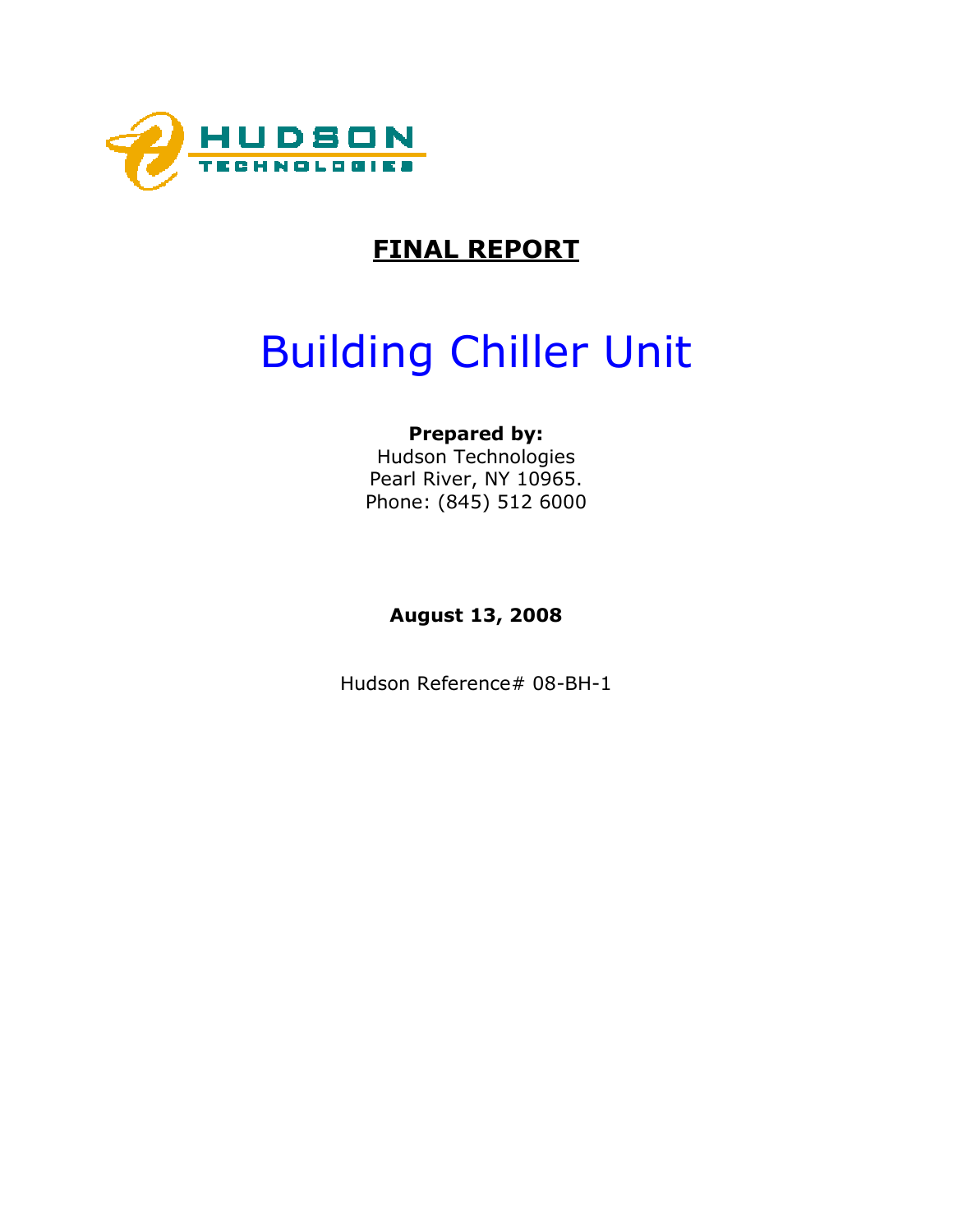HUDSON TECHNOLOGIES

**FINAL REPORT**

# Building Chiller Unit

**Prepared by:**
Hudson Technologies
Pearl River, NY 10965.
Phone: (845) 512 6000

**August 13, 2008**

Hudson Reference# 08-BH-1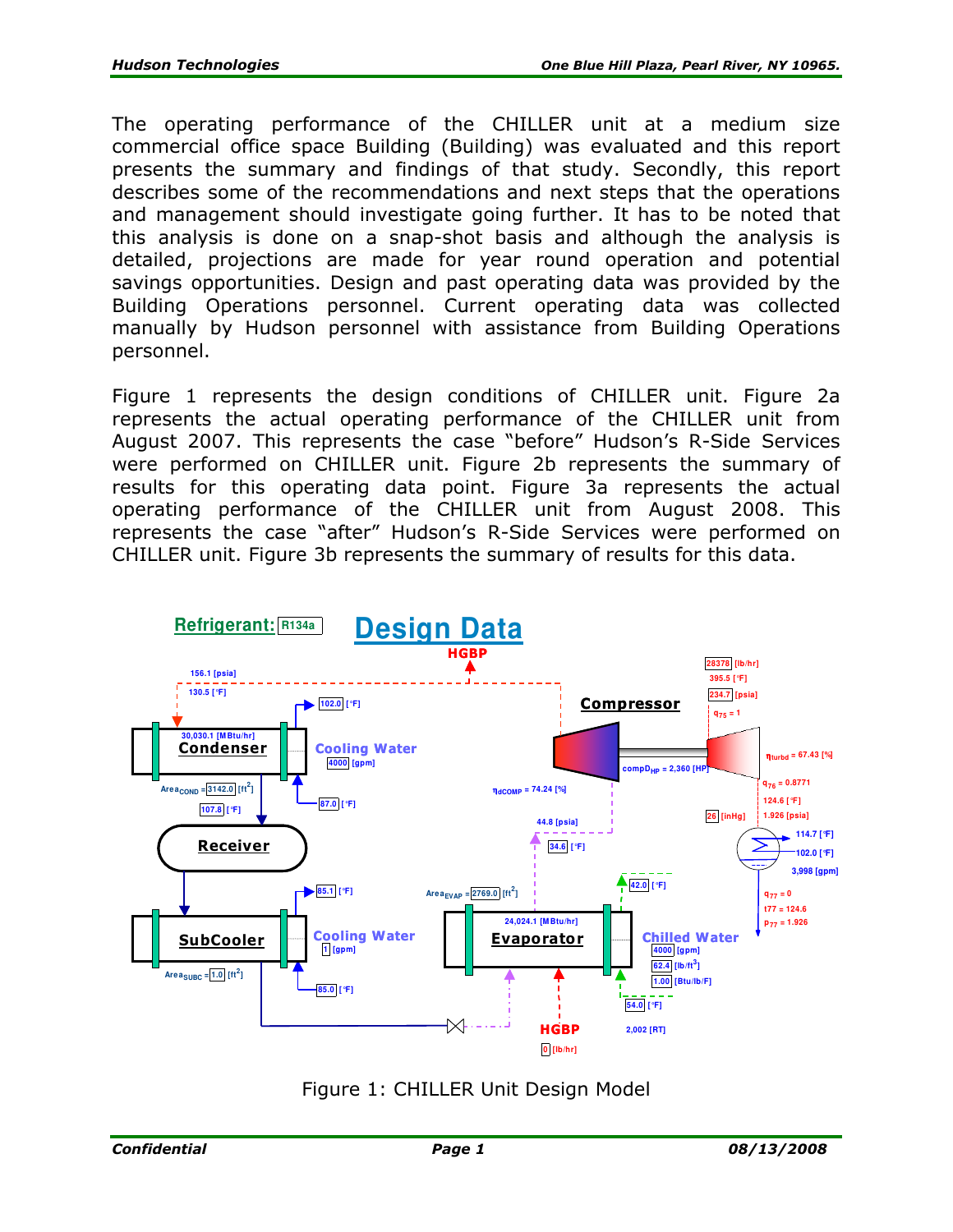The operating performance of the CHILLER unit at a medium size commercial office space Building (Building) was evaluated and this report presents the summary and findings of that study. Secondly, this report describes some of the recommendations and next steps that the operations and management should investigate going further. It has to be noted that this analysis is done on a snap-shot basis and although the analysis is detailed, projections are made for year round operation and potential savings opportunities. Design and past operating data was provided by the Building Operations personnel. Current operating data was collected manually by Hudson personnel with assistance from Building Operations personnel.

Figure 1 represents the design conditions of CHILLER unit. Figure 2a represents the actual operating performance of the CHILLER unit from August 2007. This represents the case "before" Hudson's R-Side Services were performed on CHILLER unit. Figure 2b represents the summary of results for this operating data point. Figure 3a represents the actual operating performance of the CHILLER unit from August 2008. This represents the case "after" Hudson's R-Side Services were performed on CHILLER unit. Figure 3b represents the summary of results for this data.

Figure 1: CHILLER Unit Design Model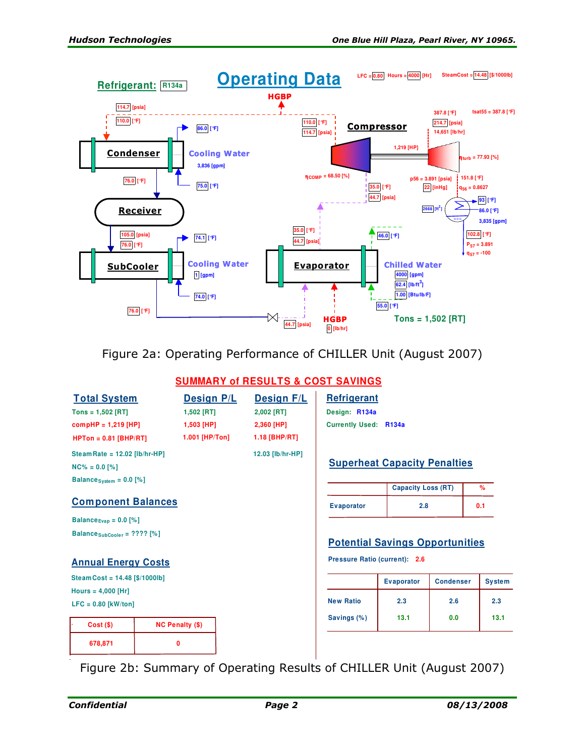# Operating Data

**Refrigerant:** R134a

LFC = 0.80 Hours = 4000 [Hr] SteamCost = 14.48 [$/1000lb]

HGBP

114.7 [psia]
110.0 [°F]

**Condenser**

86.0 [°F]

**Cooling Water**
3,836 [gpm]

76.0 [°F]

75.0 [°F]

**Receiver**

105.0 [psia]
76.0 [°F]

74.1 [°F]

**SubCooler**

**Cooling Water**
1 [gpm]

74.0 [°F]

76.0 [°F]

110.0 [°F]
114.7 [psia]

**Compressor**

387.8 [°F]
214.7 [psia]
14,651 [lb/hr]

$t_{sat55}$ = 387.8 [°F]

1,219 [HP]

$\eta_{turb}$ = 77.93 [%]

$\eta_{COMP}$ = 68.50 [%]

$p_{56}$ = 3.891 [psia]
22 [inHg]

151.8 [°F]
$q_{56}$ = 0.8627

2668 [ft²]

93 [°F]
86.0 [°F]
3,835 [gpm]

102.8 [°F]
$P_{57}$ = 3.891
$q_{57}$ = -100

35.0 [°F]
44.7 [psia]

35.0 [°F]
44.7 [psia]

**Evaporator**

46.0 [°F]

**Chilled Water**
4000 [gpm]
62.4 [lb/ft³]
1.00 [Btu/lb/F]

55.0 [°F]

44.7 [psia]

HGBP
0 [lb/hr]

Tons = 1,502 [RT]

Figure 2a: Operating Performance of CHILLER Unit (August 2007)

## SUMMARY of RESULTS & COST SAVINGS

| Total System | Design P/L | Design F/L |
|---|---|---|
| Tons = 1,502 [RT] | 1,502 [RT] | 2,002 [RT] |
| compHP = 1,219 [HP] | 1,503 [HP] | 2,360 [HP] |
| HPTon = 0.81 [BHP/RT] | 1.001 [HP/Ton] | 1.18 [BHP/RT] |
| SteamRate = 12.02 [lb/hr-HP] | | 12.03 [lb/hr-HP] |
| NC% = 0.0 [%] | | |
| $Balance_{System}$ = 0.0 [%] | | |

### Component Balances

$Balance_{Evap}$ = 0.0 [%]

$Balance_{SubCooler}$ = ???? [%]

### Annual Energy Costs

SteamCost = 14.48 [$/1000lb]

Hours = 4,000 [Hr]

LFC = 0.80 [kW/ton]

| Cost ($) | NC Penalty ($) |
|---|---|
| 678,871 | 0 |

### Refrigerant

Design: R134a

Currently Used: R134a

### Superheat Capacity Penalties

| | Capacity Loss (RT) | % |
|---|---|---|
| Evaporator | 2.8 | 0.1 |

### Potential Savings Opportunities

Pressure Ratio (current): 2.6

| | Evaporator | Condenser | System |
|---|---|---|---|
| New Ratio | 2.3 | 2.6 | 2.3 |
| Savings (%) | 13.1 | 0.0 | 13.1 |

Figure 2b: Summary of Operating Results of CHILLER Unit (August 2007)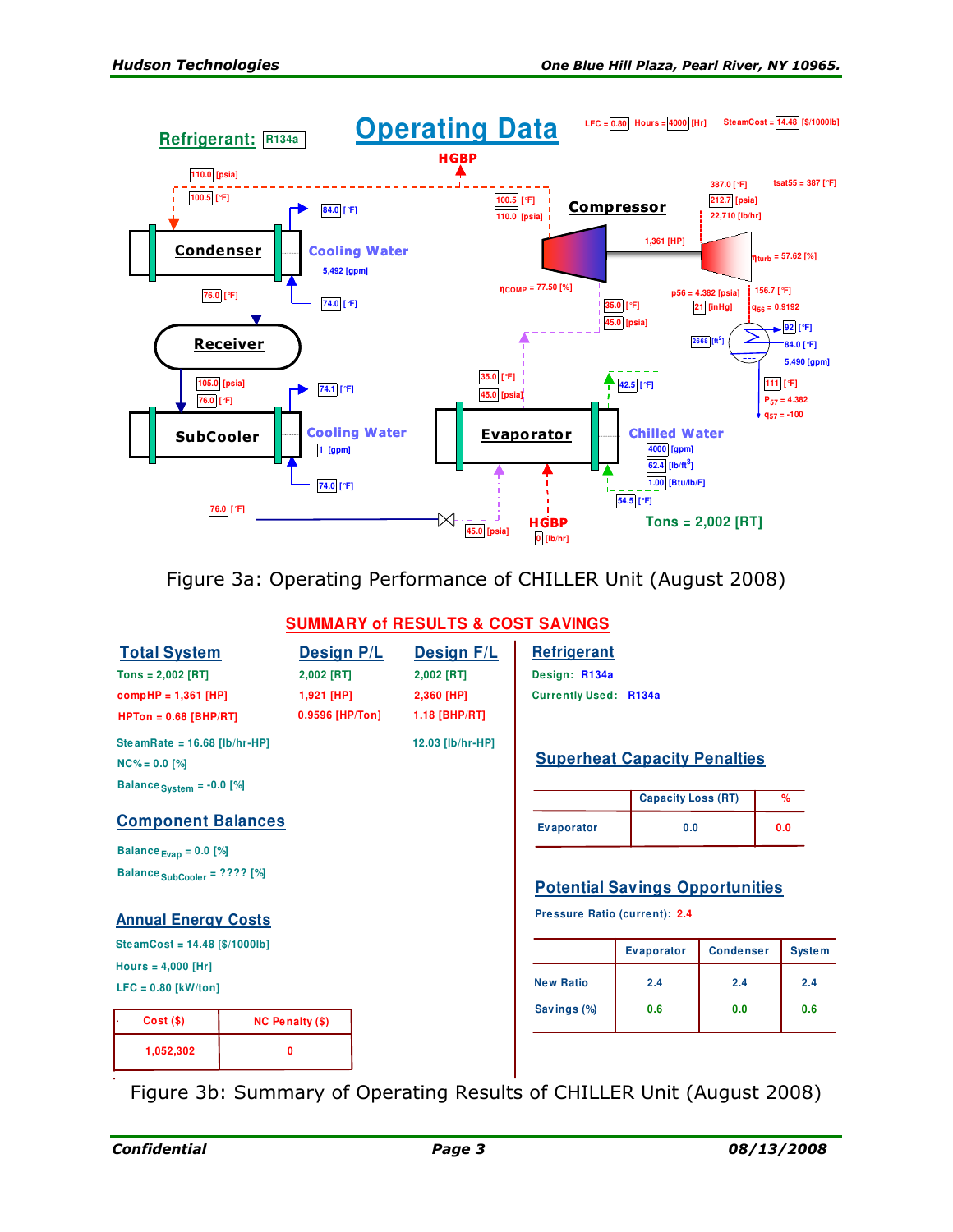## Operating Data

Refrigerant: R134a

LFC = 0.80 Hours = 4000 [Hr] SteamCost = 14.48 [$/1000lb]

HGBP

110.0 [psia]
100.5 [°F]

Condenser — Cooling Water: 84.0 [°F], 5,492 [gpm], 74.0 [°F]

76.0 [°F]

Receiver

105.0 [psia]
76.0 [°F]

SubCooler — Cooling Water: 74.1 [°F], 1 [gpm], 74.0 [°F]

76.0 [°F]

100.5 [°F]
110.0 [psia]

Compressor

1,361 [HP]

$\eta_{COMP}$ = 77.50 [%]

35.0 [°F]
45.0 [psia]

387.0 [°F] tsat55 = 387 [°F]
212.7 [psia]
22,710 [lb/hr]

$\eta_{turb}$ = 57.62 [%]

p56 = 4.382 [psia] 156.7 [°F]
21 [inHg] $q_{56}$ = 0.9192

2668 [ft²]

92 [°F]
84.0 [°F]
5,490 [gpm]

111 [°F]
$P_{57}$ = 4.382
$q_{57}$ = -100

35.0 [°F]
45.0 [psia]

Evaporator

42.5 [°F]

Chilled Water: 4000 [gpm], 62.4 [lb/ft³], 1.00 [Btu/lb/F], 54.5 [°F]

45.0 [psia]

HGBP 0 [lb/hr]

Tons = 2,002 [RT]

Figure 3a: Operating Performance of CHILLER Unit (August 2008)

## SUMMARY of RESULTS & COST SAVINGS

| Total System | Design P/L | Design F/L |
|---|---|---|
| Tons = 2,002 [RT] | 2,002 [RT] | 2,002 [RT] |
| compHP = 1,361 [HP] | 1,921 [HP] | 2,360 [HP] |
| HPTon = 0.68 [BHP/RT] | 0.9596 [HP/Ton] | 1.18 [BHP/RT] |
| SteamRate = 16.68 [lb/hr-HP] | | 12.03 [lb/hr-HP] |

NC% = 0.0 [%]

$Balance_{System}$ = -0.0 [%]

### Component Balances

$Balance_{Evap}$ = 0.0 [%]

$Balance_{SubCooler}$ = ???? [%]

### Annual Energy Costs

SteamCost = 14.48 [$/1000lb]

Hours = 4,000 [Hr]

LFC = 0.80 [kW/ton]

| Cost ($) | NC Penalty ($) |
|---|---|
| 1,052,302 | 0 |

### Refrigerant

Design: R134a

Currently Used: R134a

### Superheat Capacity Penalties

| | Capacity Loss (RT) | % |
|---|---|---|
| Evaporator | 0.0 | 0.0 |

### Potential Savings Opportunities

Pressure Ratio (current): 2.4

| | Evaporator | Condenser | System |
|---|---|---|---|
| New Ratio | 2.4 | 2.4 | 2.4 |
| Savings (%) | 0.6 | 0.0 | 0.6 |

Figure 3b: Summary of Operating Results of CHILLER Unit (August 2008)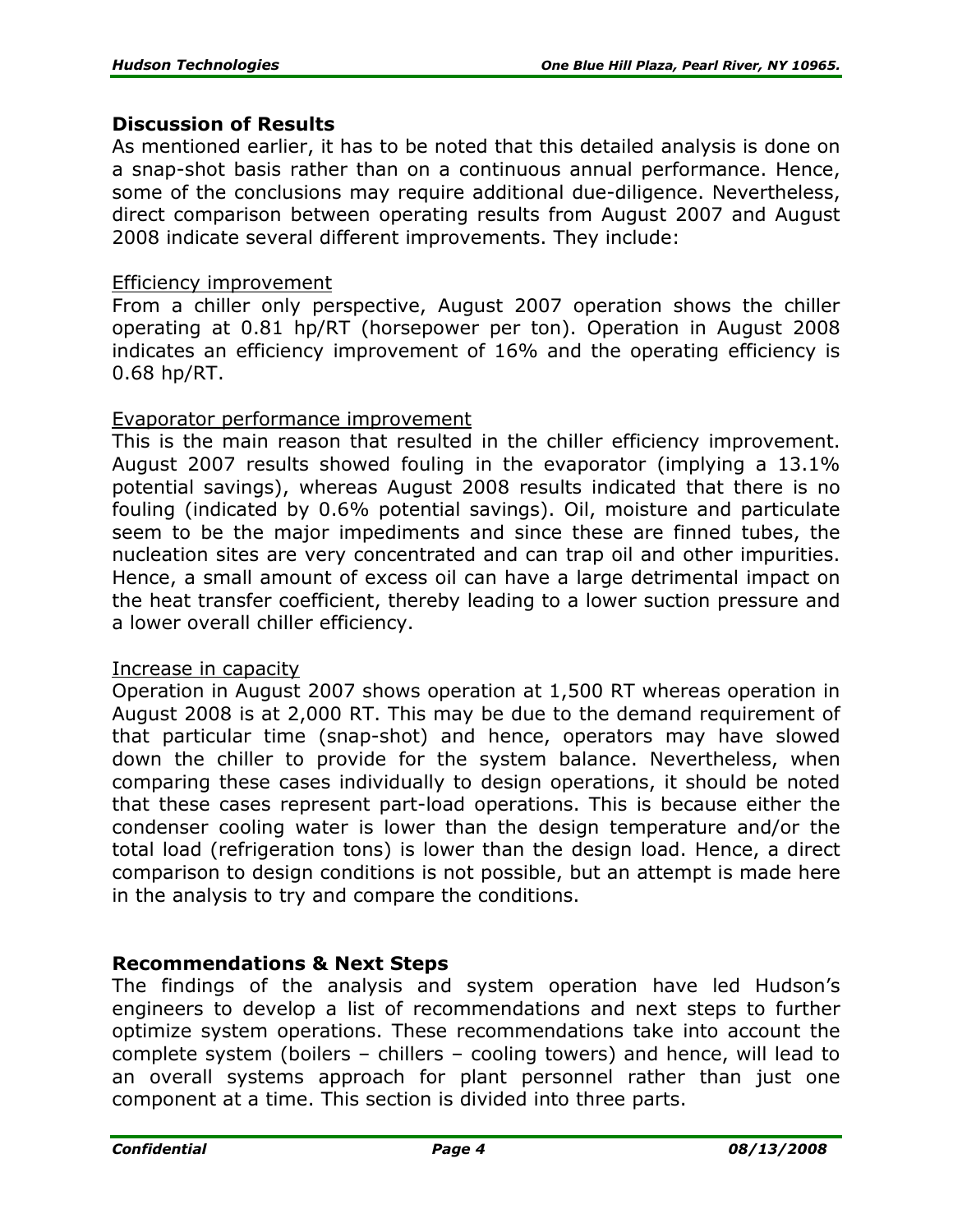## Discussion of Results

As mentioned earlier, it has to be noted that this detailed analysis is done on a snap-shot basis rather than on a continuous annual performance. Hence, some of the conclusions may require additional due-diligence. Nevertheless, direct comparison between operating results from August 2007 and August 2008 indicate several different improvements. They include:

### Efficiency improvement

From a chiller only perspective, August 2007 operation shows the chiller operating at 0.81 hp/RT (horsepower per ton). Operation in August 2008 indicates an efficiency improvement of 16% and the operating efficiency is 0.68 hp/RT.

### Evaporator performance improvement

This is the main reason that resulted in the chiller efficiency improvement. August 2007 results showed fouling in the evaporator (implying a 13.1% potential savings), whereas August 2008 results indicated that there is no fouling (indicated by 0.6% potential savings). Oil, moisture and particulate seem to be the major impediments and since these are finned tubes, the nucleation sites are very concentrated and can trap oil and other impurities. Hence, a small amount of excess oil can have a large detrimental impact on the heat transfer coefficient, thereby leading to a lower suction pressure and a lower overall chiller efficiency.

### Increase in capacity

Operation in August 2007 shows operation at 1,500 RT whereas operation in August 2008 is at 2,000 RT. This may be due to the demand requirement of that particular time (snap-shot) and hence, operators may have slowed down the chiller to provide for the system balance. Nevertheless, when comparing these cases individually to design operations, it should be noted that these cases represent part-load operations. This is because either the condenser cooling water is lower than the design temperature and/or the total load (refrigeration tons) is lower than the design load. Hence, a direct comparison to design conditions is not possible, but an attempt is made here in the analysis to try and compare the conditions.

## Recommendations & Next Steps

The findings of the analysis and system operation have led Hudson's engineers to develop a list of recommendations and next steps to further optimize system operations. These recommendations take into account the complete system (boilers – chillers – cooling towers) and hence, will lead to an overall systems approach for plant personnel rather than just one component at a time. This section is divided into three parts.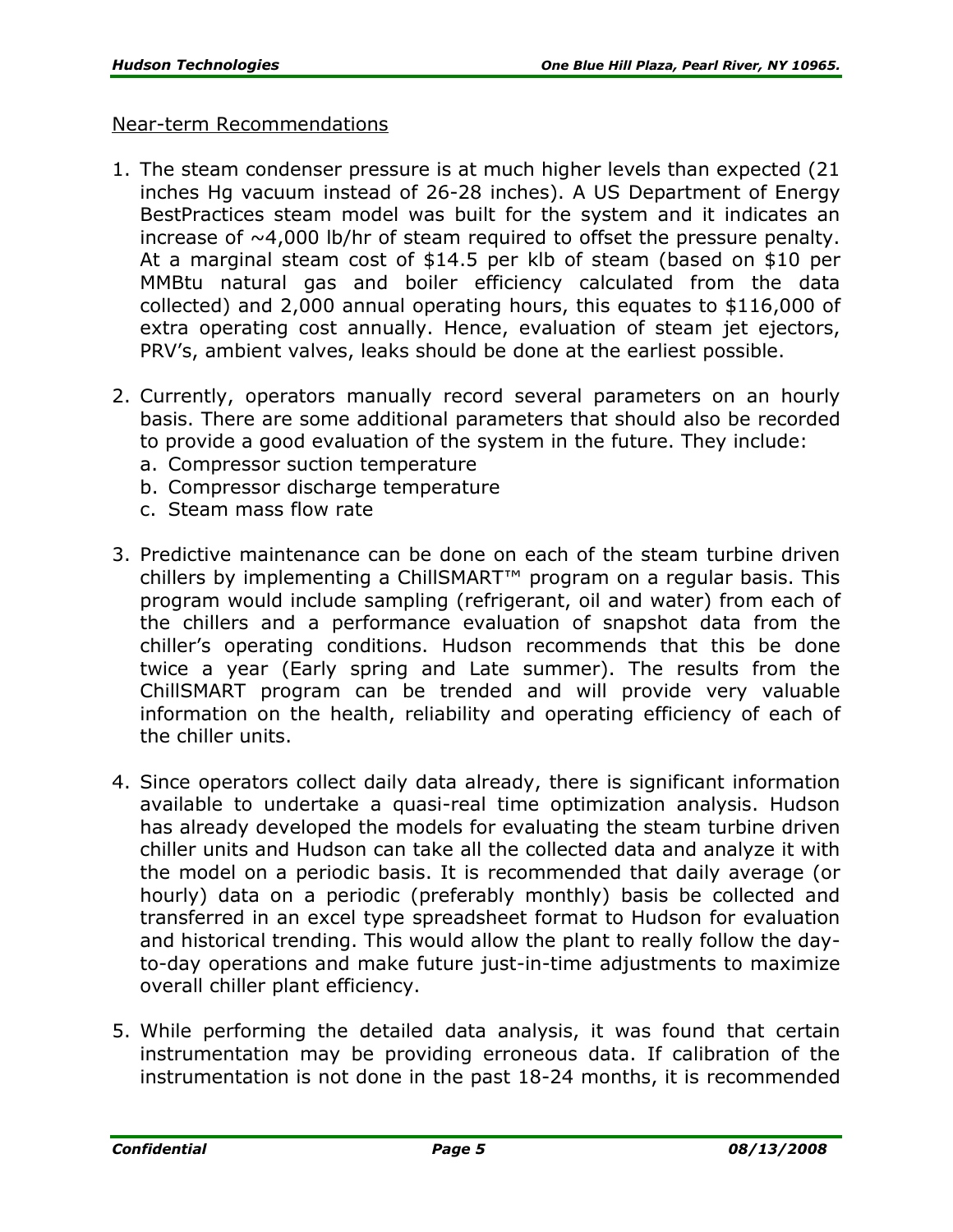Near-term Recommendations

1. The steam condenser pressure is at much higher levels than expected (21 inches Hg vacuum instead of 26-28 inches). A US Department of Energy BestPractices steam model was built for the system and it indicates an increase of ~4,000 lb/hr of steam required to offset the pressure penalty. At a marginal steam cost of $14.5 per klb of steam (based on $10 per MMBtu natural gas and boiler efficiency calculated from the data collected) and 2,000 annual operating hours, this equates to $116,000 of extra operating cost annually. Hence, evaluation of steam jet ejectors, PRV's, ambient valves, leaks should be done at the earliest possible.

2. Currently, operators manually record several parameters on an hourly basis. There are some additional parameters that should also be recorded to provide a good evaluation of the system in the future. They include:
   a. Compressor suction temperature
   b. Compressor discharge temperature
   c. Steam mass flow rate

3. Predictive maintenance can be done on each of the steam turbine driven chillers by implementing a ChillSMART™ program on a regular basis. This program would include sampling (refrigerant, oil and water) from each of the chillers and a performance evaluation of snapshot data from the chiller's operating conditions. Hudson recommends that this be done twice a year (Early spring and Late summer). The results from the ChillSMART program can be trended and will provide very valuable information on the health, reliability and operating efficiency of each of the chiller units.

4. Since operators collect daily data already, there is significant information available to undertake a quasi-real time optimization analysis. Hudson has already developed the models for evaluating the steam turbine driven chiller units and Hudson can take all the collected data and analyze it with the model on a periodic basis. It is recommended that daily average (or hourly) data on a periodic (preferably monthly) basis be collected and transferred in an excel type spreadsheet format to Hudson for evaluation and historical trending. This would allow the plant to really follow the day-to-day operations and make future just-in-time adjustments to maximize overall chiller plant efficiency.

5. While performing the detailed data analysis, it was found that certain instrumentation may be providing erroneous data. If calibration of the instrumentation is not done in the past 18-24 months, it is recommended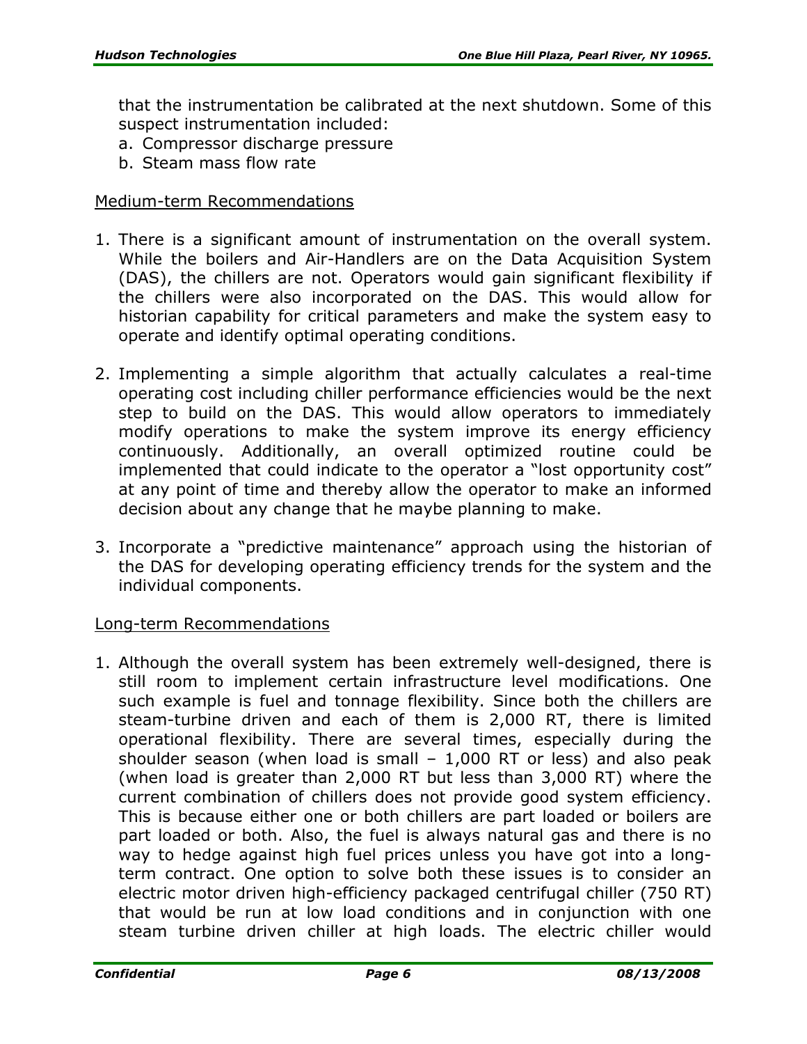that the instrumentation be calibrated at the next shutdown. Some of this suspect instrumentation included:

a. Compressor discharge pressure
b. Steam mass flow rate

Medium-term Recommendations

1. There is a significant amount of instrumentation on the overall system. While the boilers and Air-Handlers are on the Data Acquisition System (DAS), the chillers are not. Operators would gain significant flexibility if the chillers were also incorporated on the DAS. This would allow for historian capability for critical parameters and make the system easy to operate and identify optimal operating conditions.

2. Implementing a simple algorithm that actually calculates a real-time operating cost including chiller performance efficiencies would be the next step to build on the DAS. This would allow operators to immediately modify operations to make the system improve its energy efficiency continuously. Additionally, an overall optimized routine could be implemented that could indicate to the operator a "lost opportunity cost" at any point of time and thereby allow the operator to make an informed decision about any change that he maybe planning to make.

3. Incorporate a "predictive maintenance" approach using the historian of the DAS for developing operating efficiency trends for the system and the individual components.

Long-term Recommendations

1. Although the overall system has been extremely well-designed, there is still room to implement certain infrastructure level modifications. One such example is fuel and tonnage flexibility. Since both the chillers are steam-turbine driven and each of them is 2,000 RT, there is limited operational flexibility. There are several times, especially during the shoulder season (when load is small – 1,000 RT or less) and also peak (when load is greater than 2,000 RT but less than 3,000 RT) where the current combination of chillers does not provide good system efficiency. This is because either one or both chillers are part loaded or boilers are part loaded or both. Also, the fuel is always natural gas and there is no way to hedge against high fuel prices unless you have got into a long-term contract. One option to solve both these issues is to consider an electric motor driven high-efficiency packaged centrifugal chiller (750 RT) that would be run at low load conditions and in conjunction with one steam turbine driven chiller at high loads. The electric chiller would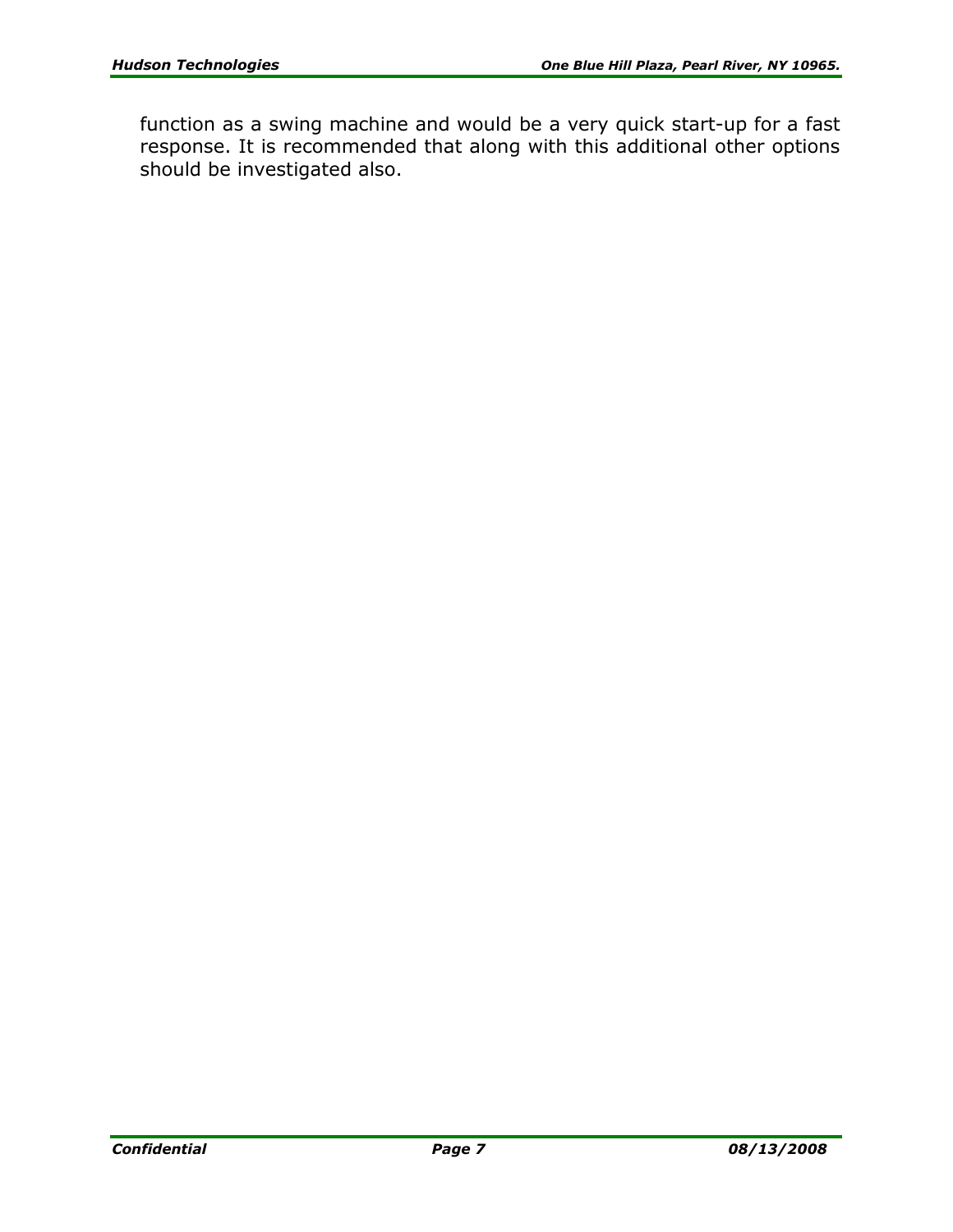function as a swing machine and would be a very quick start-up for a fast response. It is recommended that along with this additional other options should be investigated also.